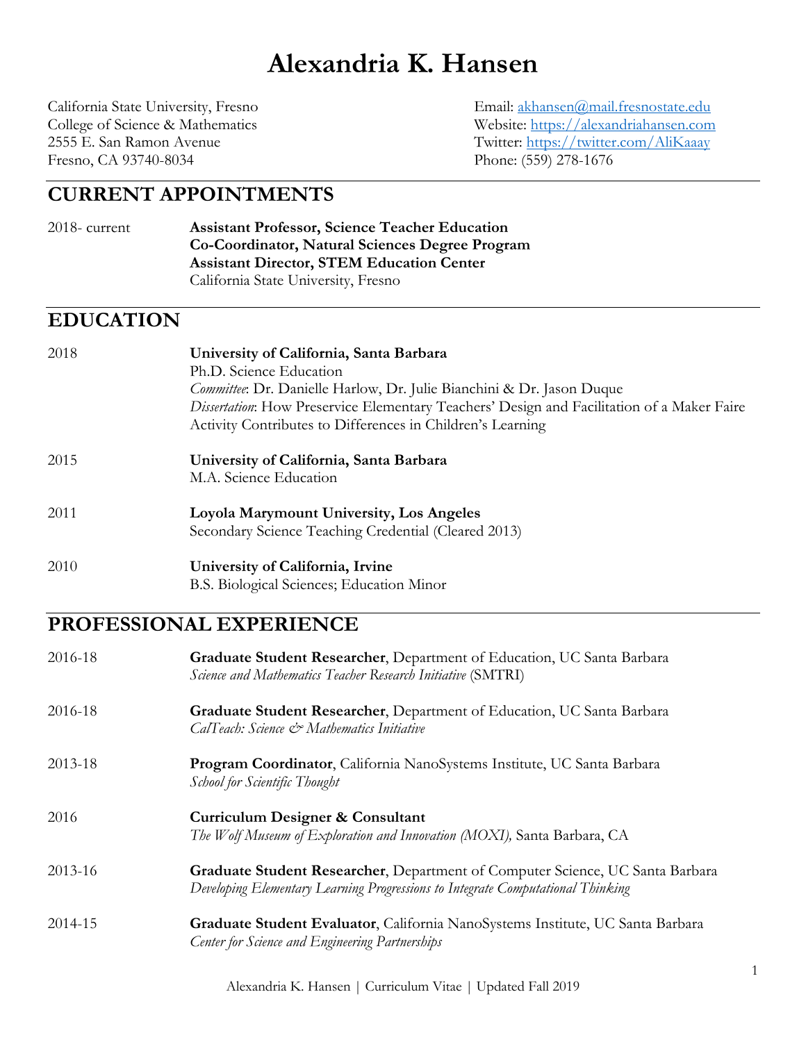# Alexandria K. Hansen

California State University, Fresno
College of Science & Mathematics
2555 E. San Ramon Avenue
Fresno, CA 93740-8034

Email: akhansen@mail.fresnostate.edu
Website: https://alexandriahansen.com
Twitter: https://twitter.com/AliKaaay
Phone: (559) 278-1676

## CURRENT APPOINTMENTS

2018- current **Assistant Professor, Science Teacher Education**
**Co-Coordinator, Natural Sciences Degree Program**
**Assistant Director, STEM Education Center**
California State University, Fresno

## EDUCATION

2018 **University of California, Santa Barbara**
Ph.D. Science Education
*Committee*: Dr. Danielle Harlow, Dr. Julie Bianchini & Dr. Jason Duque
*Dissertation*: How Preservice Elementary Teachers' Design and Facilitation of a Maker Faire Activity Contributes to Differences in Children's Learning

2015 **University of California, Santa Barbara**
M.A. Science Education

2011 **Loyola Marymount University, Los Angeles**
Secondary Science Teaching Credential (Cleared 2013)

2010 **University of California, Irvine**
B.S. Biological Sciences; Education Minor

## PROFESSIONAL EXPERIENCE

2016-18 **Graduate Student Researcher**, Department of Education, UC Santa Barbara
*Science and Mathematics Teacher Research Initiative* (SMTRI)

2016-18 **Graduate Student Researcher**, Department of Education, UC Santa Barbara
*CalTeach: Science & Mathematics Initiative*

2013-18 **Program Coordinator**, California NanoSystems Institute, UC Santa Barbara
*School for Scientific Thought*

2016 **Curriculum Designer & Consultant**
*The Wolf Museum of Exploration and Innovation (MOXI),* Santa Barbara, CA

2013-16 **Graduate Student Researcher**, Department of Computer Science, UC Santa Barbara
*Developing Elementary Learning Progressions to Integrate Computational Thinking*

2014-15 **Graduate Student Evaluator**, California NanoSystems Institute, UC Santa Barbara
*Center for Science and Engineering Partnerships*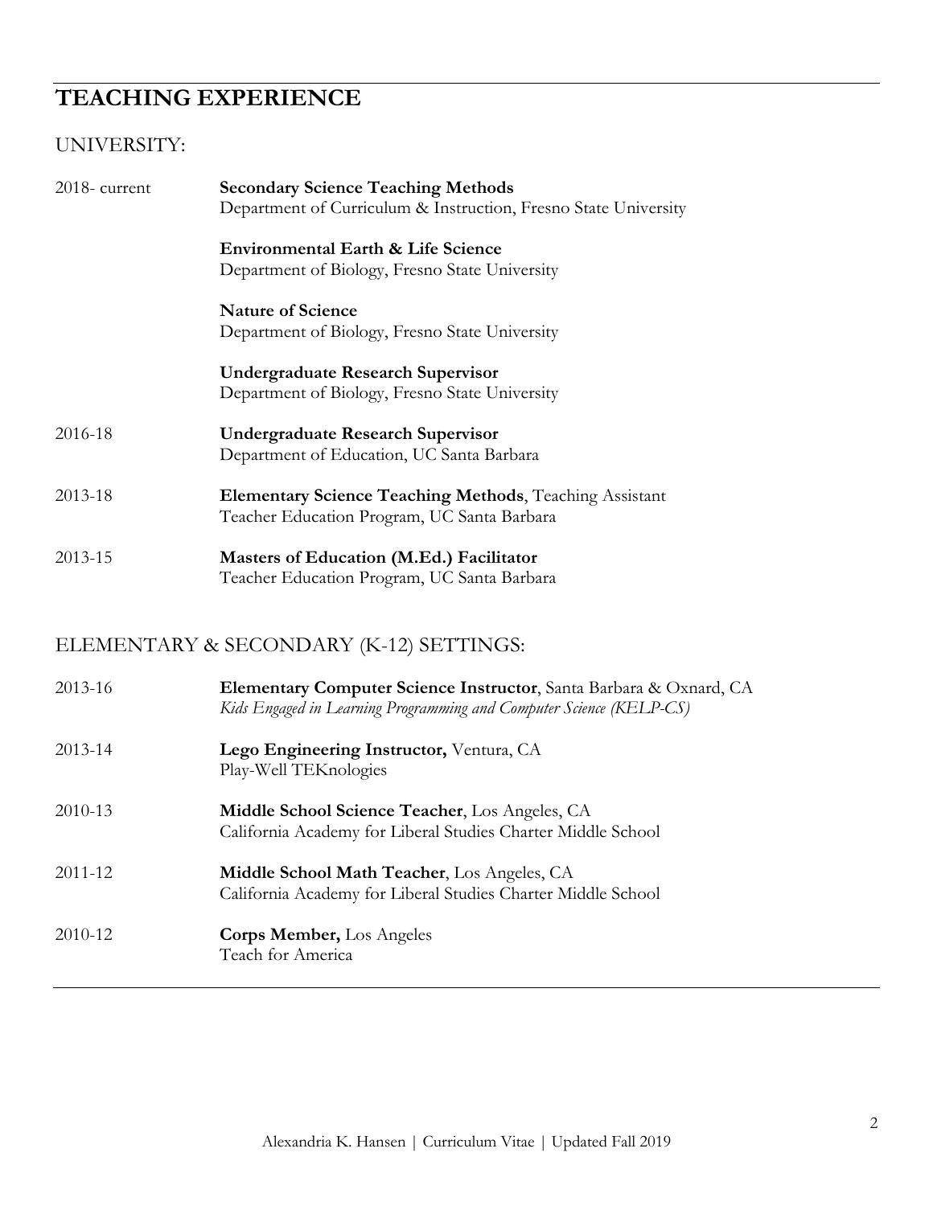## TEACHING EXPERIENCE

### UNIVERSITY:

2018- current **Secondary Science Teaching Methods**
Department of Curriculum & Instruction, Fresno State University

**Environmental Earth & Life Science**
Department of Biology, Fresno State University

**Nature of Science**
Department of Biology, Fresno State University

**Undergraduate Research Supervisor**
Department of Biology, Fresno State University

2016-18 **Undergraduate Research Supervisor**
Department of Education, UC Santa Barbara

2013-18 **Elementary Science Teaching Methods**, Teaching Assistant
Teacher Education Program, UC Santa Barbara

2013-15 **Masters of Education (M.Ed.) Facilitator**
Teacher Education Program, UC Santa Barbara

### ELEMENTARY & SECONDARY (K-12) SETTINGS:

2013-16 **Elementary Computer Science Instructor**, Santa Barbara & Oxnard, CA
*Kids Engaged in Learning Programming and Computer Science (KELP-CS)*

2013-14 **Lego Engineering Instructor,** Ventura, CA
Play-Well TEKnologies

2010-13 **Middle School Science Teacher**, Los Angeles, CA
California Academy for Liberal Studies Charter Middle School

2011-12 **Middle School Math Teacher**, Los Angeles, CA
California Academy for Liberal Studies Charter Middle School

2010-12 **Corps Member,** Los Angeles
Teach for America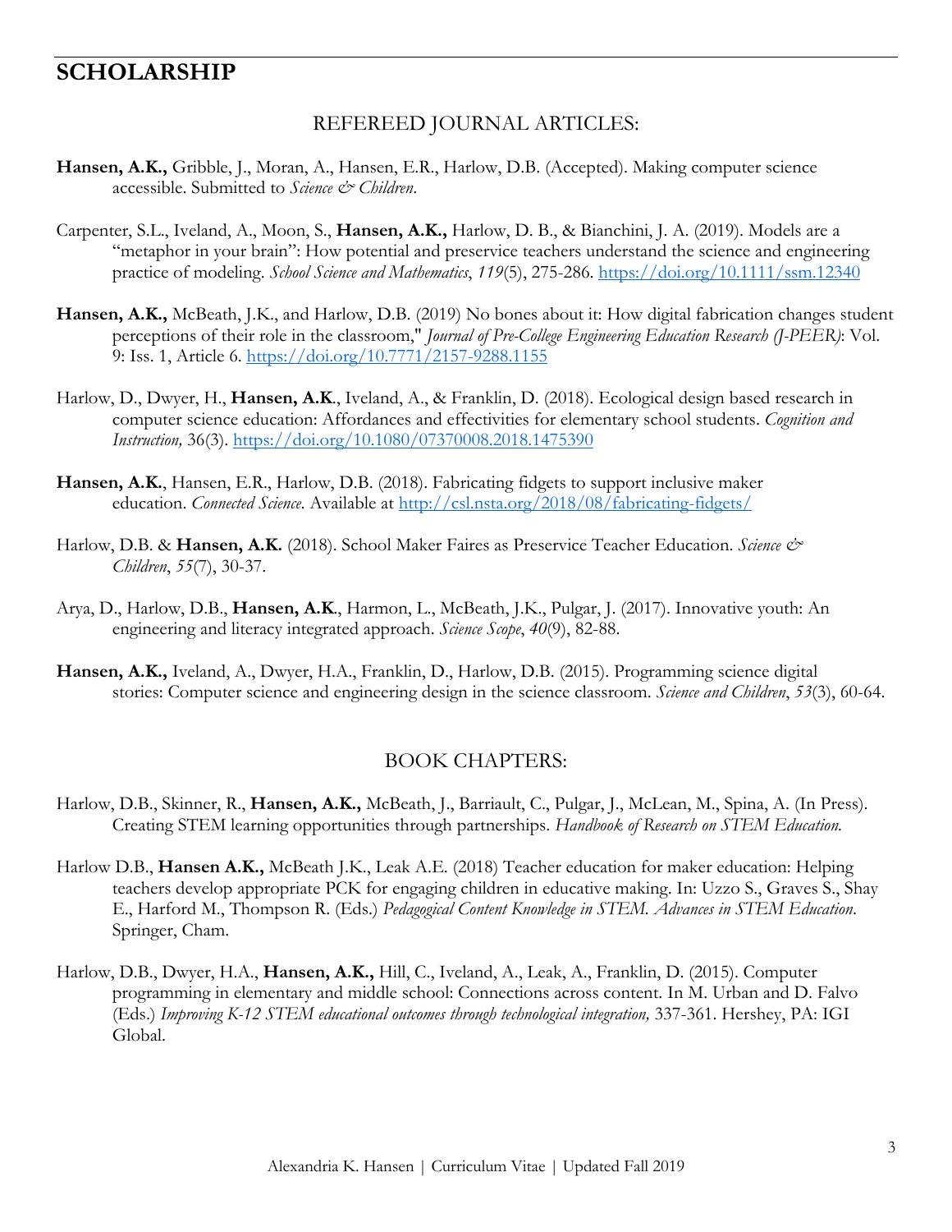# SCHOLARSHIP

## REFEREED JOURNAL ARTICLES:

**Hansen, A.K.,** Gribble, J., Moran, A., Hansen, E.R., Harlow, D.B. (Accepted). Making computer science accessible. Submitted to *Science & Children*.

Carpenter, S.L., Iveland, A., Moon, S., **Hansen, A.K.,** Harlow, D. B., & Bianchini, J. A. (2019). Models are a "metaphor in your brain": How potential and preservice teachers understand the science and engineering practice of modeling. *School Science and Mathematics*, *119*(5), 275-286. https://doi.org/10.1111/ssm.12340

**Hansen, A.K.,** McBeath, J.K., and Harlow, D.B. (2019) No bones about it: How digital fabrication changes student perceptions of their role in the classroom," *Journal of Pre-College Engineering Education Research (J-PEER)*: Vol. 9: Iss. 1, Article 6. https://doi.org/10.7771/2157-9288.1155

Harlow, D., Dwyer, H., **Hansen, A.K**., Iveland, A., & Franklin, D. (2018). Ecological design based research in computer science education: Affordances and effectivities for elementary school students. *Cognition and Instruction,* 36(3). https://doi.org/10.1080/07370008.2018.1475390

**Hansen, A.K.**, Hansen, E.R., Harlow, D.B. (2018). Fabricating fidgets to support inclusive maker education. *Connected Science*. Available at http://csl.nsta.org/2018/08/fabricating-fidgets/

Harlow, D.B. & **Hansen, A.K.** (2018). School Maker Faires as Preservice Teacher Education. *Science & Children*, *55*(7), 30-37.

Arya, D., Harlow, D.B., **Hansen, A.K**., Harmon, L., McBeath, J.K., Pulgar, J. (2017). Innovative youth: An engineering and literacy integrated approach. *Science Scope*, *40*(9), 82-88.

**Hansen, A.K.,** Iveland, A., Dwyer, H.A., Franklin, D., Harlow, D.B. (2015). Programming science digital stories: Computer science and engineering design in the science classroom. *Science and Children*, *53*(3), 60-64.

## BOOK CHAPTERS:

Harlow, D.B., Skinner, R., **Hansen, A.K.,** McBeath, J., Barriault, C., Pulgar, J., McLean, M., Spina, A. (In Press). Creating STEM learning opportunities through partnerships. *Handbook of Research on STEM Education.*

Harlow D.B., **Hansen A.K.,** McBeath J.K., Leak A.E. (2018) Teacher education for maker education: Helping teachers develop appropriate PCK for engaging children in educative making. In: Uzzo S., Graves S., Shay E., Harford M., Thompson R. (Eds.) *Pedagogical Content Knowledge in STEM. Advances in STEM Education*. Springer, Cham.

Harlow, D.B., Dwyer, H.A., **Hansen, A.K.,** Hill, C., Iveland, A., Leak, A., Franklin, D. (2015). Computer programming in elementary and middle school: Connections across content. In M. Urban and D. Falvo (Eds.) *Improving K-12 STEM educational outcomes through technological integration,* 337-361. Hershey, PA: IGI Global.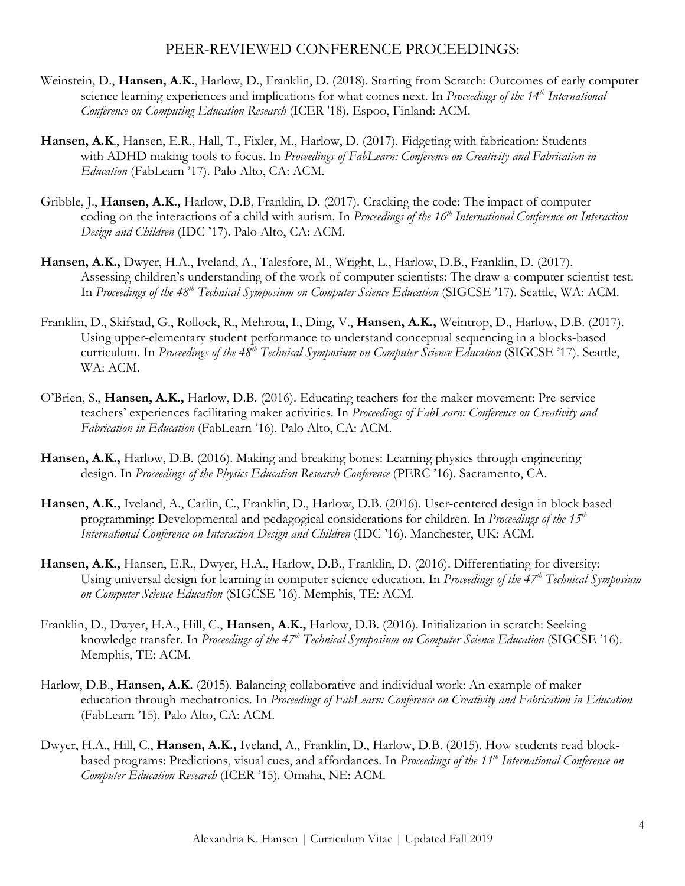## PEER-REVIEWED CONFERENCE PROCEEDINGS:

Weinstein, D., **Hansen, A.K.**, Harlow, D., Franklin, D. (2018). Starting from Scratch: Outcomes of early computer science learning experiences and implications for what comes next. In *Proceedings of the 14th International Conference on Computing Education Research* (ICER '18). Espoo, Finland: ACM.

**Hansen, A.K**., Hansen, E.R., Hall, T., Fixler, M., Harlow, D. (2017). Fidgeting with fabrication: Students with ADHD making tools to focus. In *Proceedings of FabLearn: Conference on Creativity and Fabrication in Education* (FabLearn '17). Palo Alto, CA: ACM.

Gribble, J., **Hansen, A.K.,** Harlow, D.B, Franklin, D. (2017). Cracking the code: The impact of computer coding on the interactions of a child with autism. In *Proceedings of the 16th International Conference on Interaction Design and Children* (IDC '17). Palo Alto, CA: ACM.

**Hansen, A.K.,** Dwyer, H.A., Iveland, A., Talesfore, M., Wright, L., Harlow, D.B., Franklin, D. (2017). Assessing children's understanding of the work of computer scientists: The draw-a-computer scientist test. In *Proceedings of the 48th Technical Symposium on Computer Science Education* (SIGCSE '17). Seattle, WA: ACM.

Franklin, D., Skifstad, G., Rollock, R., Mehrota, I., Ding, V., **Hansen, A.K.,** Weintrop, D., Harlow, D.B. (2017). Using upper-elementary student performance to understand conceptual sequencing in a blocks-based curriculum. In *Proceedings of the 48th Technical Symposium on Computer Science Education* (SIGCSE '17). Seattle, WA: ACM.

O'Brien, S., **Hansen, A.K.,** Harlow, D.B. (2016). Educating teachers for the maker movement: Pre-service teachers' experiences facilitating maker activities. In *Proceedings of FabLearn: Conference on Creativity and Fabrication in Education* (FabLearn '16). Palo Alto, CA: ACM.

**Hansen, A.K.,** Harlow, D.B. (2016). Making and breaking bones: Learning physics through engineering design. In *Proceedings of the Physics Education Research Conference* (PERC '16). Sacramento, CA.

**Hansen, A.K.,** Iveland, A., Carlin, C., Franklin, D., Harlow, D.B. (2016). User-centered design in block based programming: Developmental and pedagogical considerations for children. In *Proceedings of the 15th International Conference on Interaction Design and Children* (IDC '16). Manchester, UK: ACM.

**Hansen, A.K.,** Hansen, E.R., Dwyer, H.A., Harlow, D.B., Franklin, D. (2016). Differentiating for diversity: Using universal design for learning in computer science education. In *Proceedings of the 47th Technical Symposium on Computer Science Education* (SIGCSE '16). Memphis, TE: ACM.

Franklin, D., Dwyer, H.A., Hill, C., **Hansen, A.K.,** Harlow, D.B. (2016). Initialization in scratch: Seeking knowledge transfer. In *Proceedings of the 47th Technical Symposium on Computer Science Education* (SIGCSE '16). Memphis, TE: ACM.

Harlow, D.B., **Hansen, A.K.** (2015). Balancing collaborative and individual work: An example of maker education through mechatronics. In *Proceedings of FabLearn: Conference on Creativity and Fabrication in Education* (FabLearn '15). Palo Alto, CA: ACM.

Dwyer, H.A., Hill, C., **Hansen, A.K.,** Iveland, A., Franklin, D., Harlow, D.B. (2015). How students read block-based programs: Predictions, visual cues, and affordances. In *Proceedings of the 11th International Conference on Computer Education Research* (ICER '15). Omaha, NE: ACM.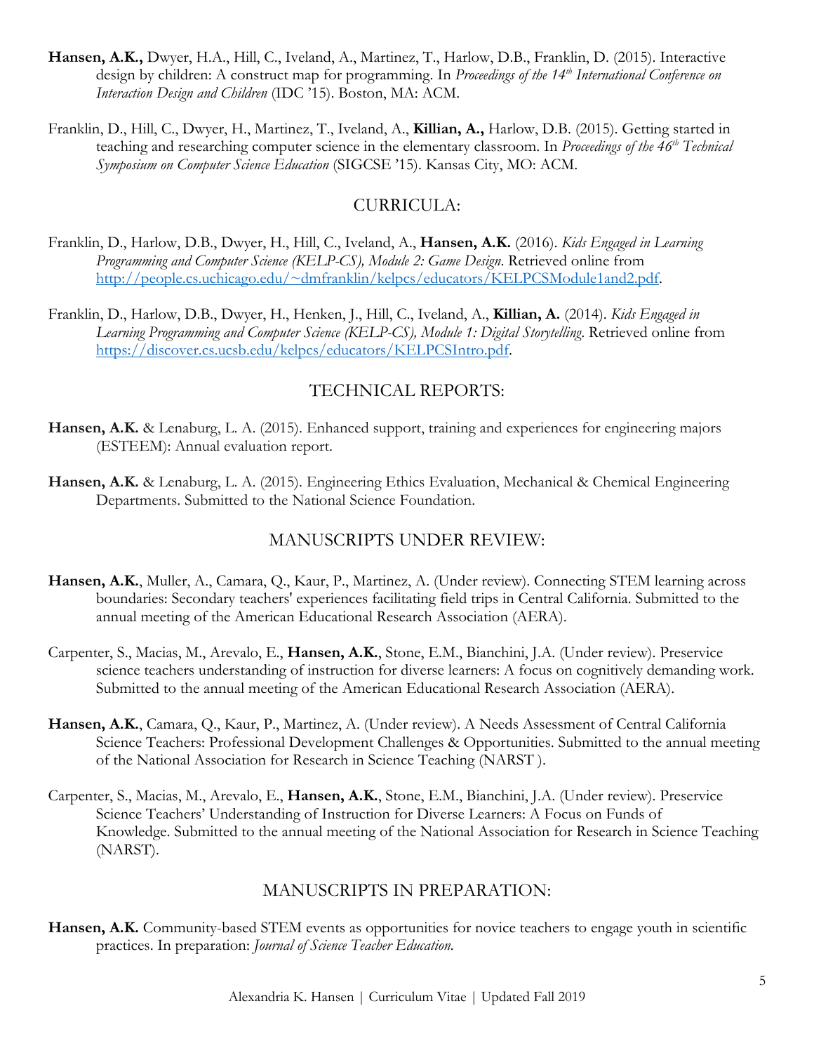**Hansen, A.K.,** Dwyer, H.A., Hill, C., Iveland, A., Martinez, T., Harlow, D.B., Franklin, D. (2015). Interactive design by children: A construct map for programming. In *Proceedings of the 14th International Conference on Interaction Design and Children* (IDC '15). Boston, MA: ACM.

Franklin, D., Hill, C., Dwyer, H., Martinez, T., Iveland, A., **Killian, A.,** Harlow, D.B. (2015). Getting started in teaching and researching computer science in the elementary classroom. In *Proceedings of the 46th Technical Symposium on Computer Science Education* (SIGCSE '15). Kansas City, MO: ACM.

## CURRICULA:

Franklin, D., Harlow, D.B., Dwyer, H., Hill, C., Iveland, A., **Hansen, A.K.** (2016). *Kids Engaged in Learning Programming and Computer Science (KELP-CS), Module 2: Game Design.* Retrieved online from http://people.cs.uchicago.edu/~dmfranklin/kelpcs/educators/KELPCSModule1and2.pdf.

Franklin, D., Harlow, D.B., Dwyer, H., Henken, J., Hill, C., Iveland, A., **Killian, A.** (2014). *Kids Engaged in Learning Programming and Computer Science (KELP-CS), Module 1: Digital Storytelling.* Retrieved online from https://discover.cs.ucsb.edu/kelpcs/educators/KELPCSIntro.pdf.

## TECHNICAL REPORTS:

**Hansen, A.K.** & Lenaburg, L. A. (2015). Enhanced support, training and experiences for engineering majors (ESTEEM): Annual evaluation report.

**Hansen, A.K.** & Lenaburg, L. A. (2015). Engineering Ethics Evaluation, Mechanical & Chemical Engineering Departments. Submitted to the National Science Foundation.

## MANUSCRIPTS UNDER REVIEW:

**Hansen, A.K.**, Muller, A., Camara, Q., Kaur, P., Martinez, A. (Under review). Connecting STEM learning across boundaries: Secondary teachers' experiences facilitating field trips in Central California. Submitted to the annual meeting of the American Educational Research Association (AERA).

Carpenter, S., Macias, M., Arevalo, E., **Hansen, A.K.**, Stone, E.M., Bianchini, J.A. (Under review). Preservice science teachers understanding of instruction for diverse learners: A focus on cognitively demanding work. Submitted to the annual meeting of the American Educational Research Association (AERA).

**Hansen, A.K.**, Camara, Q., Kaur, P., Martinez, A. (Under review). A Needs Assessment of Central California Science Teachers: Professional Development Challenges & Opportunities. Submitted to the annual meeting of the National Association for Research in Science Teaching (NARST ).

Carpenter, S., Macias, M., Arevalo, E., **Hansen, A.K.**, Stone, E.M., Bianchini, J.A. (Under review). Preservice Science Teachers' Understanding of Instruction for Diverse Learners: A Focus on Funds of Knowledge. Submitted to the annual meeting of the National Association for Research in Science Teaching (NARST).

## MANUSCRIPTS IN PREPARATION:

**Hansen, A.K.** Community-based STEM events as opportunities for novice teachers to engage youth in scientific practices. In preparation: *Journal of Science Teacher Education.*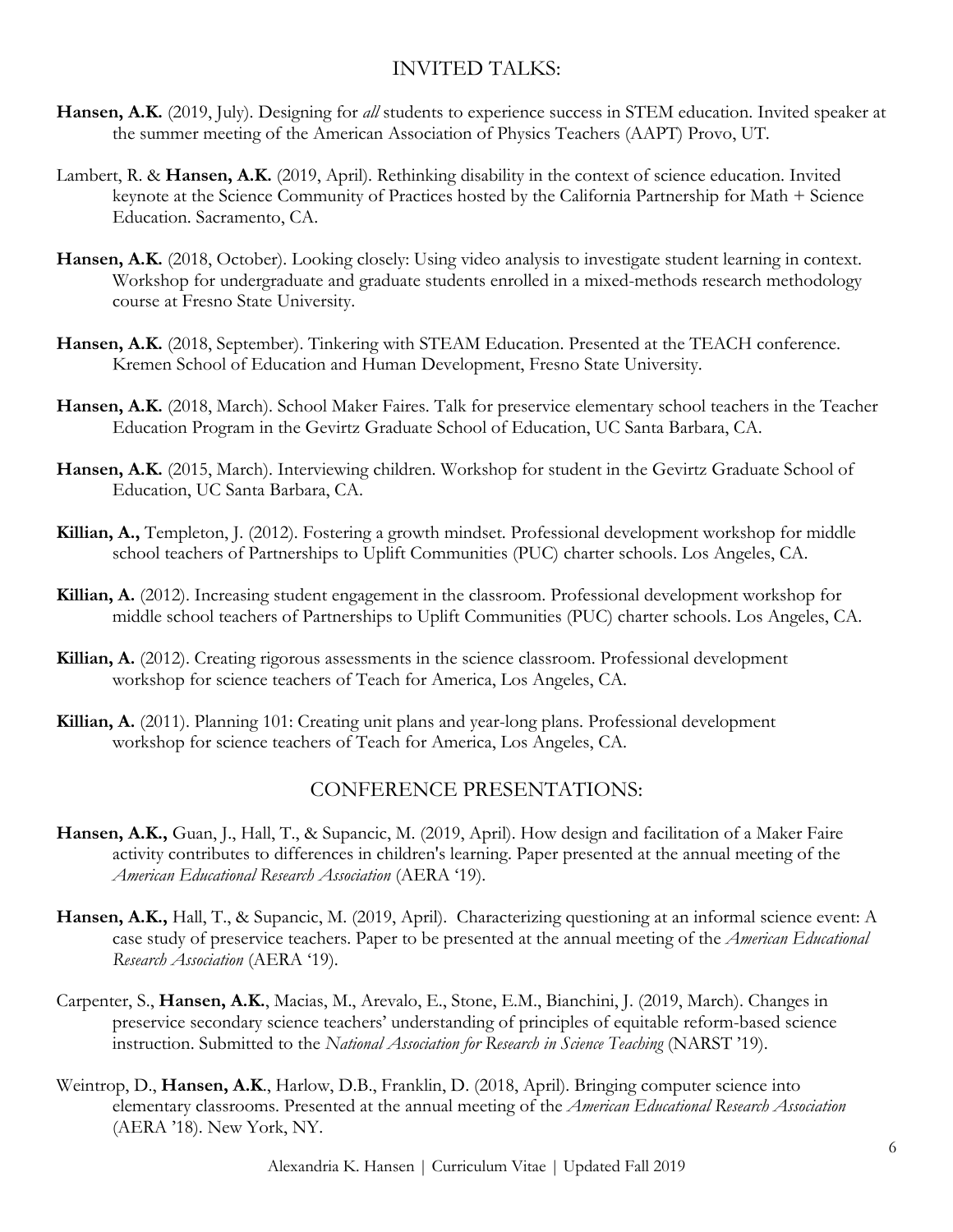## INVITED TALKS:

**Hansen, A.K.** (2019, July). Designing for *all* students to experience success in STEM education. Invited speaker at the summer meeting of the American Association of Physics Teachers (AAPT) Provo, UT.

Lambert, R. & **Hansen, A.K.** (2019, April). Rethinking disability in the context of science education. Invited keynote at the Science Community of Practices hosted by the California Partnership for Math + Science Education. Sacramento, CA.

**Hansen, A.K.** (2018, October). Looking closely: Using video analysis to investigate student learning in context. Workshop for undergraduate and graduate students enrolled in a mixed-methods research methodology course at Fresno State University.

**Hansen, A.K.** (2018, September). Tinkering with STEAM Education. Presented at the TEACH conference. Kremen School of Education and Human Development, Fresno State University.

**Hansen, A.K.** (2018, March). School Maker Faires. Talk for preservice elementary school teachers in the Teacher Education Program in the Gevirtz Graduate School of Education, UC Santa Barbara, CA.

**Hansen, A.K.** (2015, March). Interviewing children. Workshop for student in the Gevirtz Graduate School of Education, UC Santa Barbara, CA.

**Killian, A.,** Templeton, J. (2012). Fostering a growth mindset. Professional development workshop for middle school teachers of Partnerships to Uplift Communities (PUC) charter schools. Los Angeles, CA.

**Killian, A.** (2012). Increasing student engagement in the classroom. Professional development workshop for middle school teachers of Partnerships to Uplift Communities (PUC) charter schools. Los Angeles, CA.

**Killian, A.** (2012). Creating rigorous assessments in the science classroom. Professional development workshop for science teachers of Teach for America, Los Angeles, CA.

**Killian, A.** (2011). Planning 101: Creating unit plans and year-long plans. Professional development workshop for science teachers of Teach for America, Los Angeles, CA.

## CONFERENCE PRESENTATIONS:

**Hansen, A.K.,** Guan, J., Hall, T., & Supancic, M. (2019, April). How design and facilitation of a Maker Faire activity contributes to differences in children's learning. Paper presented at the annual meeting of the *American Educational Research Association* (AERA '19).

**Hansen, A.K.,** Hall, T., & Supancic, M. (2019, April). Characterizing questioning at an informal science event: A case study of preservice teachers. Paper to be presented at the annual meeting of the *American Educational Research Association* (AERA '19).

Carpenter, S., **Hansen, A.K.**, Macias, M., Arevalo, E., Stone, E.M., Bianchini, J. (2019, March). Changes in preservice secondary science teachers' understanding of principles of equitable reform-based science instruction. Submitted to the *National Association for Research in Science Teaching* (NARST '19).

Weintrop, D., **Hansen, A.K**., Harlow, D.B., Franklin, D. (2018, April). Bringing computer science into elementary classrooms. Presented at the annual meeting of the *American Educational Research Association* (AERA '18). New York, NY.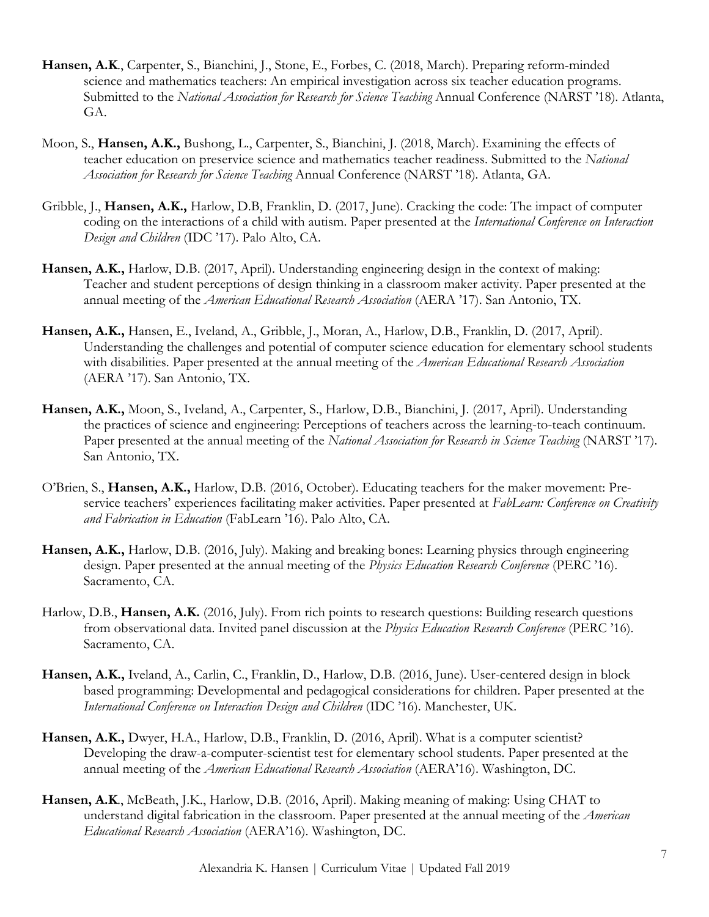**Hansen, A.K.**, Carpenter, S., Bianchini, J., Stone, E., Forbes, C. (2018, March). Preparing reform-minded science and mathematics teachers: An empirical investigation across six teacher education programs. Submitted to the *National Association for Research for Science Teaching* Annual Conference (NARST '18). Atlanta, GA.

Moon, S., **Hansen, A.K.,** Bushong, L., Carpenter, S., Bianchini, J. (2018, March). Examining the effects of teacher education on preservice science and mathematics teacher readiness. Submitted to the *National Association for Research for Science Teaching* Annual Conference (NARST '18). Atlanta, GA.

Gribble, J., **Hansen, A.K.,** Harlow, D.B, Franklin, D. (2017, June). Cracking the code: The impact of computer coding on the interactions of a child with autism. Paper presented at the *International Conference on Interaction Design and Children* (IDC '17). Palo Alto, CA.

**Hansen, A.K.,** Harlow, D.B. (2017, April). Understanding engineering design in the context of making: Teacher and student perceptions of design thinking in a classroom maker activity. Paper presented at the annual meeting of the *American Educational Research Association* (AERA '17). San Antonio, TX.

**Hansen, A.K.,** Hansen, E., Iveland, A., Gribble, J., Moran, A., Harlow, D.B., Franklin, D. (2017, April). Understanding the challenges and potential of computer science education for elementary school students with disabilities. Paper presented at the annual meeting of the *American Educational Research Association* (AERA '17). San Antonio, TX.

**Hansen, A.K.,** Moon, S., Iveland, A., Carpenter, S., Harlow, D.B., Bianchini, J. (2017, April). Understanding the practices of science and engineering: Perceptions of teachers across the learning-to-teach continuum. Paper presented at the annual meeting of the *National Association for Research in Science Teaching* (NARST '17). San Antonio, TX.

O'Brien, S., **Hansen, A.K.,** Harlow, D.B. (2016, October). Educating teachers for the maker movement: Pre-service teachers' experiences facilitating maker activities. Paper presented at *FabLearn: Conference on Creativity and Fabrication in Education* (FabLearn '16). Palo Alto, CA.

**Hansen, A.K.,** Harlow, D.B. (2016, July). Making and breaking bones: Learning physics through engineering design. Paper presented at the annual meeting of the *Physics Education Research Conference* (PERC '16). Sacramento, CA.

Harlow, D.B., **Hansen, A.K.** (2016, July). From rich points to research questions: Building research questions from observational data. Invited panel discussion at the *Physics Education Research Conference* (PERC '16). Sacramento, CA.

**Hansen, A.K.,** Iveland, A., Carlin, C., Franklin, D., Harlow, D.B. (2016, June). User-centered design in block based programming: Developmental and pedagogical considerations for children. Paper presented at the *International Conference on Interaction Design and Children* (IDC '16). Manchester, UK.

**Hansen, A.K.,** Dwyer, H.A., Harlow, D.B., Franklin, D. (2016, April). What is a computer scientist? Developing the draw-a-computer-scientist test for elementary school students. Paper presented at the annual meeting of the *American Educational Research Association* (AERA'16). Washington, DC.

**Hansen, A.K**., McBeath, J.K., Harlow, D.B. (2016, April). Making meaning of making: Using CHAT to understand digital fabrication in the classroom. Paper presented at the annual meeting of the *American Educational Research Association* (AERA'16). Washington, DC.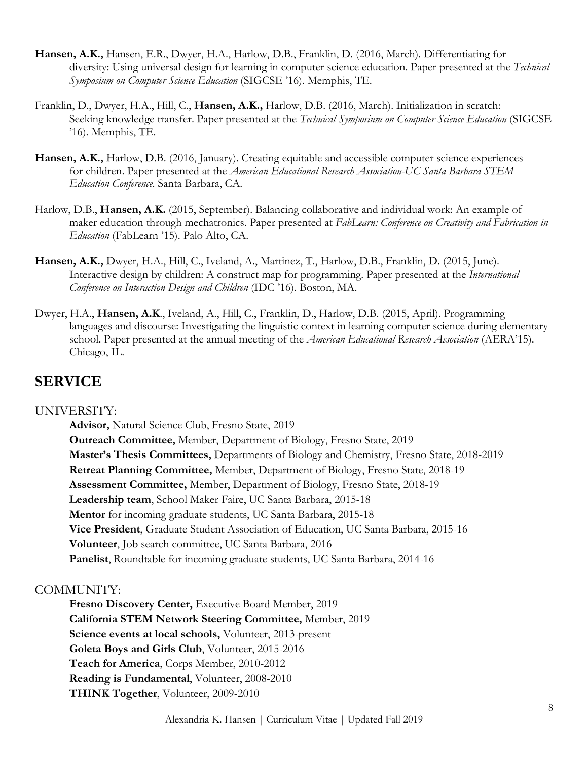**Hansen, A.K.,** Hansen, E.R., Dwyer, H.A., Harlow, D.B., Franklin, D. (2016, March). Differentiating for diversity: Using universal design for learning in computer science education. Paper presented at the *Technical Symposium on Computer Science Education* (SIGCSE '16). Memphis, TE.

Franklin, D., Dwyer, H.A., Hill, C., **Hansen, A.K.,** Harlow, D.B. (2016, March). Initialization in scratch: Seeking knowledge transfer. Paper presented at the *Technical Symposium on Computer Science Education* (SIGCSE '16). Memphis, TE.

**Hansen, A.K.,** Harlow, D.B. (2016, January). Creating equitable and accessible computer science experiences for children. Paper presented at the *American Educational Research Association-UC Santa Barbara STEM Education Conference*. Santa Barbara, CA.

Harlow, D.B., **Hansen, A.K.** (2015, September). Balancing collaborative and individual work: An example of maker education through mechatronics. Paper presented at *FabLearn: Conference on Creativity and Fabrication in Education* (FabLearn '15). Palo Alto, CA.

**Hansen, A.K.,** Dwyer, H.A., Hill, C., Iveland, A., Martinez, T., Harlow, D.B., Franklin, D. (2015, June). Interactive design by children: A construct map for programming. Paper presented at the *International Conference on Interaction Design and Children* (IDC '16). Boston, MA.

Dwyer, H.A., **Hansen, A.K**., Iveland, A., Hill, C., Franklin, D., Harlow, D.B. (2015, April). Programming languages and discourse: Investigating the linguistic context in learning computer science during elementary school. Paper presented at the annual meeting of the *American Educational Research Association* (AERA'15). Chicago, IL.

## SERVICE

### UNIVERSITY:

**Advisor,** Natural Science Club, Fresno State, 2019
**Outreach Committee,** Member, Department of Biology, Fresno State, 2019
**Master's Thesis Committees,** Departments of Biology and Chemistry, Fresno State, 2018-2019
**Retreat Planning Committee,** Member, Department of Biology, Fresno State, 2018-19
**Assessment Committee,** Member, Department of Biology, Fresno State, 2018-19
**Leadership team**, School Maker Faire, UC Santa Barbara, 2015-18
**Mentor** for incoming graduate students, UC Santa Barbara, 2015-18
**Vice President**, Graduate Student Association of Education, UC Santa Barbara, 2015-16
**Volunteer**, Job search committee, UC Santa Barbara, 2016
**Panelist**, Roundtable for incoming graduate students, UC Santa Barbara, 2014-16

### COMMUNITY:

**Fresno Discovery Center,** Executive Board Member, 2019
**California STEM Network Steering Committee,** Member, 2019
**Science events at local schools,** Volunteer, 2013-present
**Goleta Boys and Girls Club**, Volunteer, 2015-2016
**Teach for America**, Corps Member, 2010-2012
**Reading is Fundamental**, Volunteer, 2008-2010
**THINK Together**, Volunteer, 2009-2010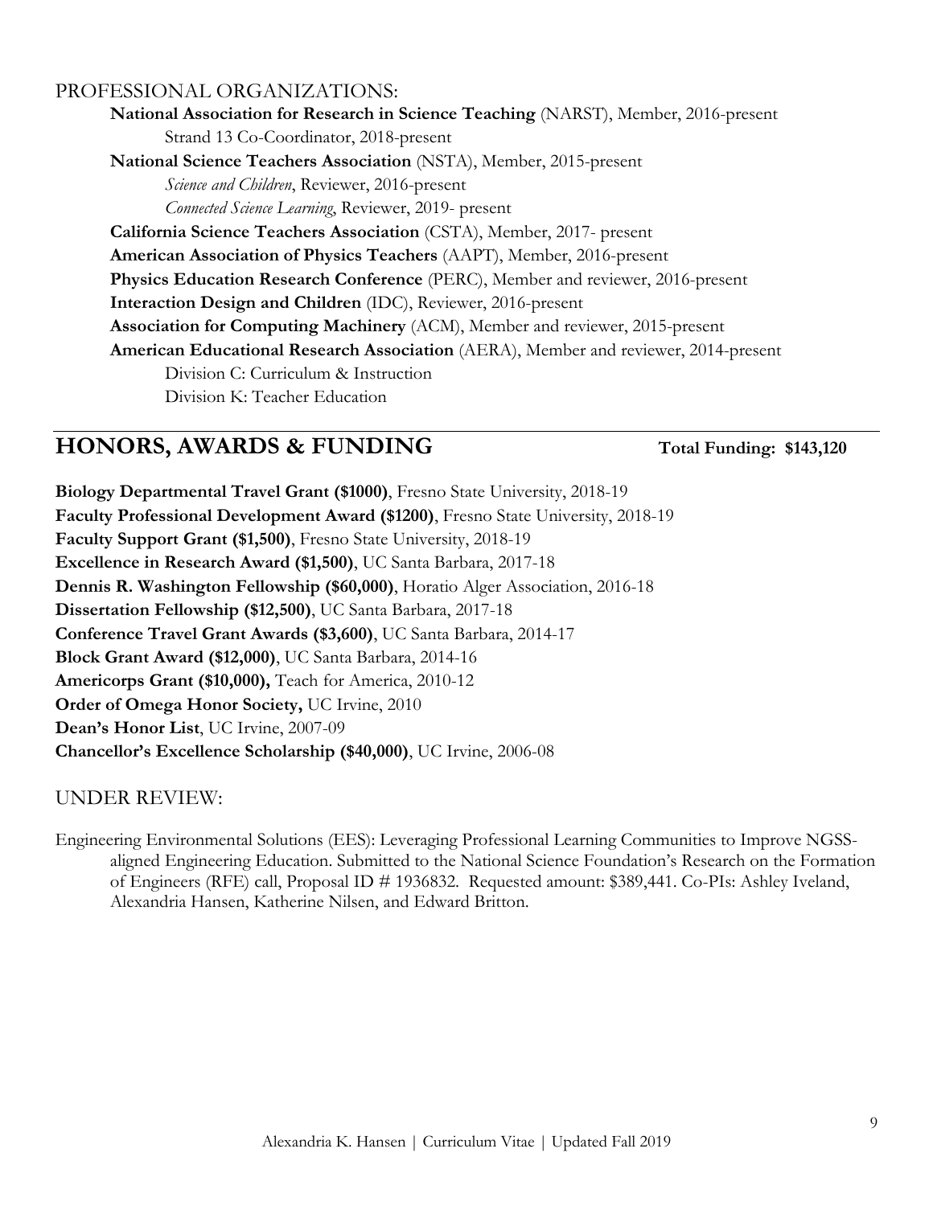## PROFESSIONAL ORGANIZATIONS:

- **National Association for Research in Science Teaching** (NARST), Member, 2016-present
  - Strand 13 Co-Coordinator, 2018-present
- **National Science Teachers Association** (NSTA), Member, 2015-present
  - *Science and Children*, Reviewer, 2016-present
  - *Connected Science Learning*, Reviewer, 2019- present
- **California Science Teachers Association** (CSTA), Member, 2017- present
- **American Association of Physics Teachers** (AAPT), Member, 2016-present
- **Physics Education Research Conference** (PERC), Member and reviewer, 2016-present
- **Interaction Design and Children** (IDC), Reviewer, 2016-present
- **Association for Computing Machinery** (ACM), Member and reviewer, 2015-present
- **American Educational Research Association** (AERA), Member and reviewer, 2014-present
  - Division C: Curriculum & Instruction
  - Division K: Teacher Education

# HONORS, AWARDS & FUNDING

**Total Funding: $143,120**

**Biology Departmental Travel Grant ($1000)**, Fresno State University, 2018-19
**Faculty Professional Development Award ($1200)**, Fresno State University, 2018-19
**Faculty Support Grant ($1,500)**, Fresno State University, 2018-19
**Excellence in Research Award ($1,500)**, UC Santa Barbara, 2017-18
**Dennis R. Washington Fellowship ($60,000)**, Horatio Alger Association, 2016-18
**Dissertation Fellowship ($12,500)**, UC Santa Barbara, 2017-18
**Conference Travel Grant Awards ($3,600)**, UC Santa Barbara, 2014-17
**Block Grant Award ($12,000)**, UC Santa Barbara, 2014-16
**Americorps Grant ($10,000),** Teach for America, 2010-12
**Order of Omega Honor Society,** UC Irvine, 2010
**Dean's Honor List**, UC Irvine, 2007-09
**Chancellor's Excellence Scholarship ($40,000)**, UC Irvine, 2006-08

## UNDER REVIEW:

Engineering Environmental Solutions (EES): Leveraging Professional Learning Communities to Improve NGSS-aligned Engineering Education. Submitted to the National Science Foundation's Research on the Formation of Engineers (RFE) call, Proposal ID # 1936832. Requested amount: $389,441. Co-PIs: Ashley Iveland, Alexandria Hansen, Katherine Nilsen, and Edward Britton.